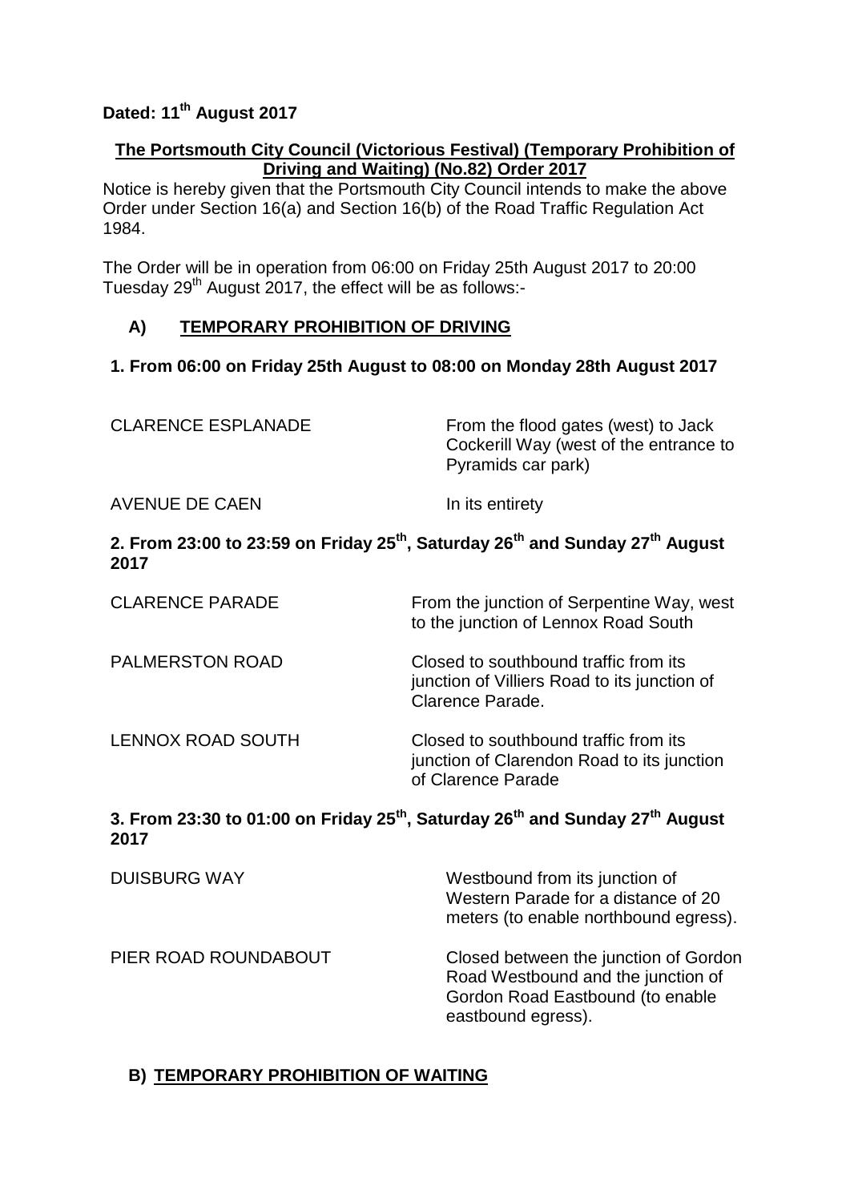**Dated: 11th August 2017**

**The Portsmouth City Council (Victorious Festival) (Temporary Prohibition of Driving and Waiting) (No.82) Order 2017**

Notice is hereby given that the Portsmouth City Council intends to make the above Order under Section 16(a) and Section 16(b) of the Road Traffic Regulation Act 1984.

The Order will be in operation from 06:00 on Friday 25th August 2017 to 20:00 Tuesday 29th August 2017, the effect will be as follows:-

## A) TEMPORARY PROHIBITION OF DRIVING

### 1. From 06:00 on Friday 25th August to 08:00 on Monday 28th August 2017

| | |
|---|---|
| CLARENCE ESPLANADE | From the flood gates (west) to Jack Cockerill Way (west of the entrance to Pyramids car park) |
| AVENUE DE CAEN | In its entirety |

### 2. From 23:00 to 23:59 on Friday 25th, Saturday 26th and Sunday 27th August 2017

| | |
|---|---|
| CLARENCE PARADE | From the junction of Serpentine Way, west to the junction of Lennox Road South |
| PALMERSTON ROAD | Closed to southbound traffic from its junction of Villiers Road to its junction of Clarence Parade. |
| LENNOX ROAD SOUTH | Closed to southbound traffic from its junction of Clarendon Road to its junction of Clarence Parade |

### 3. From 23:30 to 01:00 on Friday 25th, Saturday 26th and Sunday 27th August 2017

| | |
|---|---|
| DUISBURG WAY | Westbound from its junction of Western Parade for a distance of 20 meters (to enable northbound egress). |
| PIER ROAD ROUNDABOUT | Closed between the junction of Gordon Road Westbound and the junction of Gordon Road Eastbound (to enable eastbound egress). |

## B) TEMPORARY PROHIBITION OF WAITING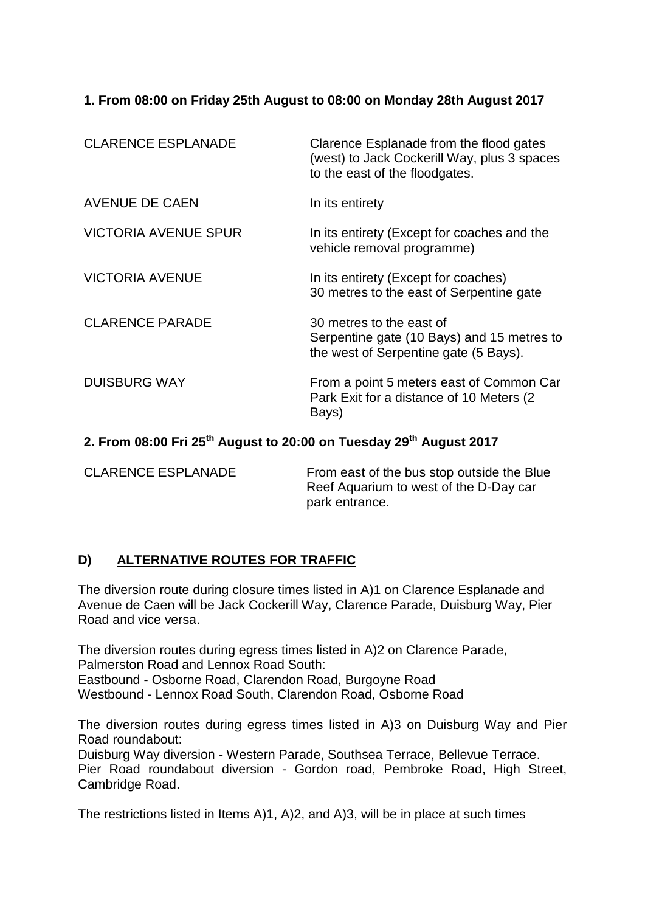**1. From 08:00 on Friday 25th August to 08:00 on Monday 28th August 2017**

| | |
|---|---|
| CLARENCE ESPLANADE | Clarence Esplanade from the flood gates (west) to Jack Cockerill Way, plus 3 spaces to the east of the floodgates. |
| AVENUE DE CAEN | In its entirety |
| VICTORIA AVENUE SPUR | In its entirety (Except for coaches and the vehicle removal programme) |
| VICTORIA AVENUE | In its entirety (Except for coaches) 30 metres to the east of Serpentine gate |
| CLARENCE PARADE | 30 metres to the east of Serpentine gate (10 Bays) and 15 metres to the west of Serpentine gate (5 Bays). |
| DUISBURG WAY | From a point 5 meters east of Common Car Park Exit for a distance of 10 Meters (2 Bays) |

**2. From 08:00 Fri 25th August to 20:00 on Tuesday 29th August 2017**

| | |
|---|---|
| CLARENCE ESPLANADE | From east of the bus stop outside the Blue Reef Aquarium to west of the D-Day car park entrance. |

## D) <u>ALTERNATIVE ROUTES FOR TRAFFIC</u>

The diversion route during closure times listed in A)1 on Clarence Esplanade and Avenue de Caen will be Jack Cockerill Way, Clarence Parade, Duisburg Way, Pier Road and vice versa.

The diversion routes during egress times listed in A)2 on Clarence Parade, Palmerston Road and Lennox Road South:
Eastbound - Osborne Road, Clarendon Road, Burgoyne Road
Westbound - Lennox Road South, Clarendon Road, Osborne Road

The diversion routes during egress times listed in A)3 on Duisburg Way and Pier Road roundabout:
Duisburg Way diversion - Western Parade, Southsea Terrace, Bellevue Terrace.
Pier Road roundabout diversion - Gordon road, Pembroke Road, High Street, Cambridge Road.

The restrictions listed in Items A)1, A)2, and A)3, will be in place at such times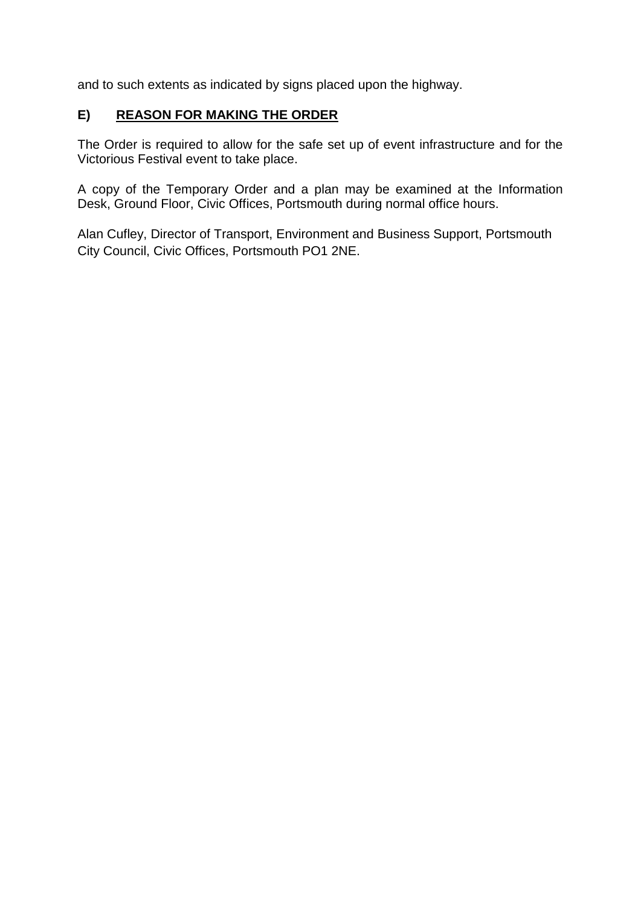and to such extents as indicated by signs placed upon the highway.

## E) REASON FOR MAKING THE ORDER

The Order is required to allow for the safe set up of event infrastructure and for the Victorious Festival event to take place.

A copy of the Temporary Order and a plan may be examined at the Information Desk, Ground Floor, Civic Offices, Portsmouth during normal office hours.

Alan Cufley, Director of Transport, Environment and Business Support, Portsmouth City Council, Civic Offices, Portsmouth PO1 2NE.